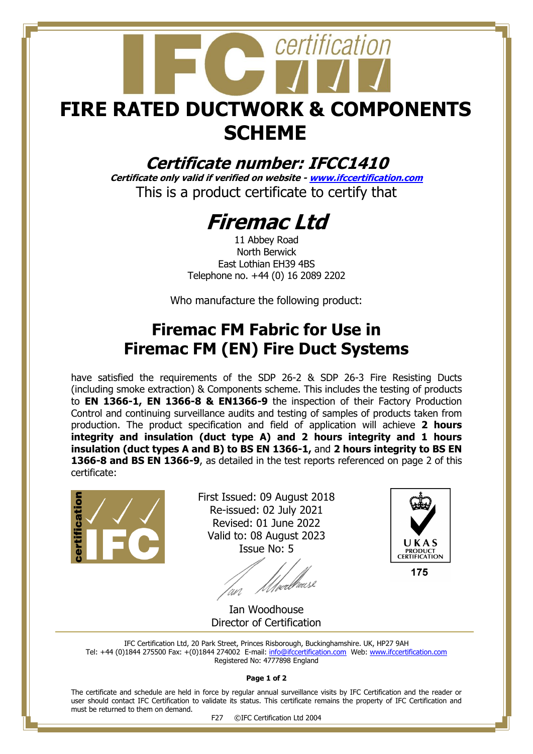# FIRE RATED DUCTWORK & COMPONENTS SCHEME

## *Certificate number: IFCC1410*

***Certificate only valid if verified on website - www.ifccertification.com***

This is a product certificate to certify that

# *Firemac Ltd*

11 Abbey Road
North Berwick
East Lothian EH39 4BS
Telephone no. +44 (0) 16 2089 2202

Who manufacture the following product:

## Firemac FM Fabric for Use in Firemac FM (EN) Fire Duct Systems

have satisfied the requirements of the SDP 26-2 & SDP 26-3 Fire Resisting Ducts (including smoke extraction) & Components scheme. This includes the testing of products to **EN 1366-1, EN 1366-8 & EN1366-9** the inspection of their Factory Production Control and continuing surveillance audits and testing of samples of products taken from production. The product specification and field of application will achieve **2 hours integrity and insulation (duct type A) and 2 hours integrity and 1 hours insulation (duct types A and B) to BS EN 1366-1,** and **2 hours integrity to BS EN 1366-8 and BS EN 1366-9**, as detailed in the test reports referenced on page 2 of this certificate:

First Issued: 09 August 2018
Re-issued: 02 July 2021
Revised: 01 June 2022
Valid to: 08 August 2023
Issue No: 5

Ian Woodhouse
Director of Certification

UKAS PRODUCT CERTIFICATION 175

IFC Certification Ltd, 20 Park Street, Princes Risborough, Buckinghamshire. UK, HP27 9AH
Tel: +44 (0)1844 275500 Fax: +(0)1844 274002 E-mail: info@ifccertification.com Web: www.ifccertification.com
Registered No: 4777898 England

The certificate and schedule are held in force by regular annual surveillance visits by IFC Certification and the reader or user should contact IFC Certification to validate its status. This certificate remains the property of IFC Certification and must be returned to them on demand.

F27 ©IFC Certification Ltd 2004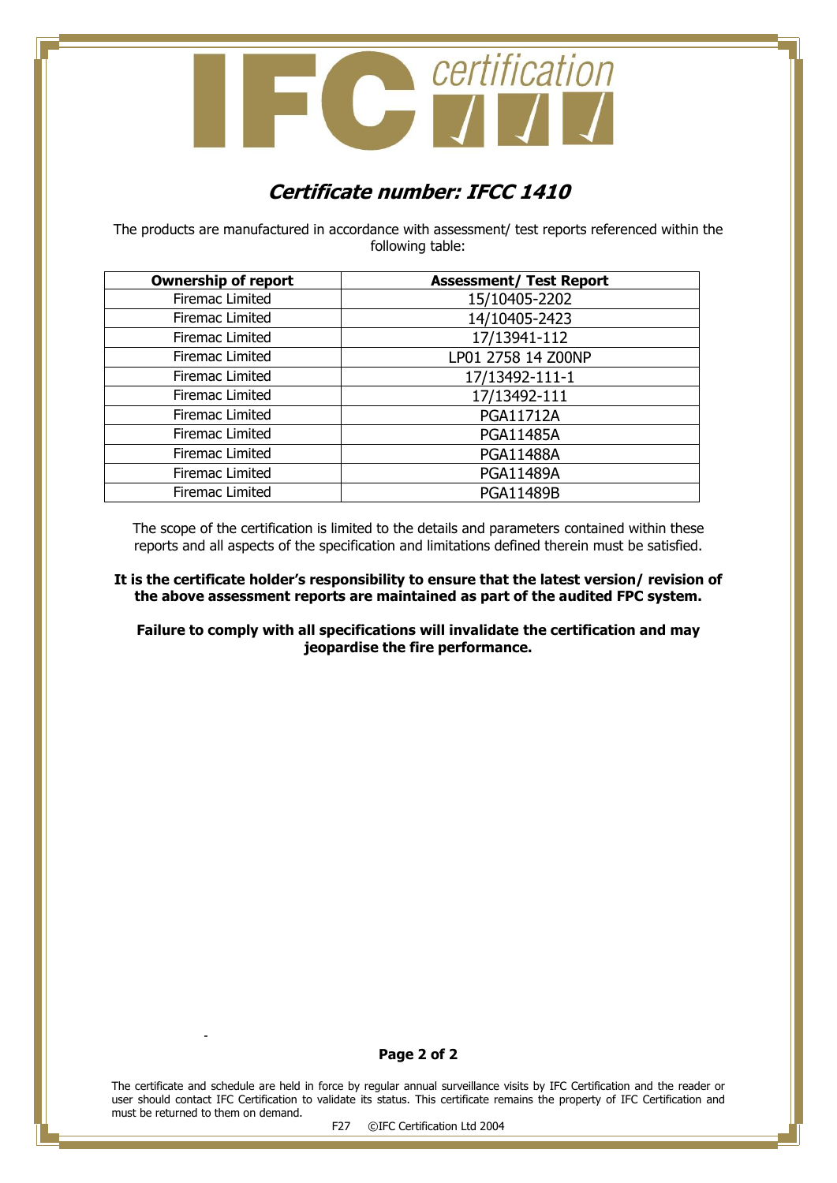## Certificate number: IFCC 1410

The products are manufactured in accordance with assessment/ test reports referenced within the following table:

| Ownership of report | Assessment/ Test Report |
|---|---|
| Firemac Limited | 15/10405-2202 |
| Firemac Limited | 14/10405-2423 |
| Firemac Limited | 17/13941-112 |
| Firemac Limited | LP01 2758 14 Z00NP |
| Firemac Limited | 17/13492-111-1 |
| Firemac Limited | 17/13492-111 |
| Firemac Limited | PGA11712A |
| Firemac Limited | PGA11485A |
| Firemac Limited | PGA11488A |
| Firemac Limited | PGA11489A |
| Firemac Limited | PGA11489B |

The scope of the certification is limited to the details and parameters contained within these reports and all aspects of the specification and limitations defined therein must be satisfied.

**It is the certificate holder's responsibility to ensure that the latest version/ revision of the above assessment reports are maintained as part of the audited FPC system.**

**Failure to comply with all specifications will invalidate the certification and may jeopardise the fire performance.**

The certificate and schedule are held in force by regular annual surveillance visits by IFC Certification and the reader or user should contact IFC Certification to validate its status. This certificate remains the property of IFC Certification and must be returned to them on demand.

F27 ©IFC Certification Ltd 2004